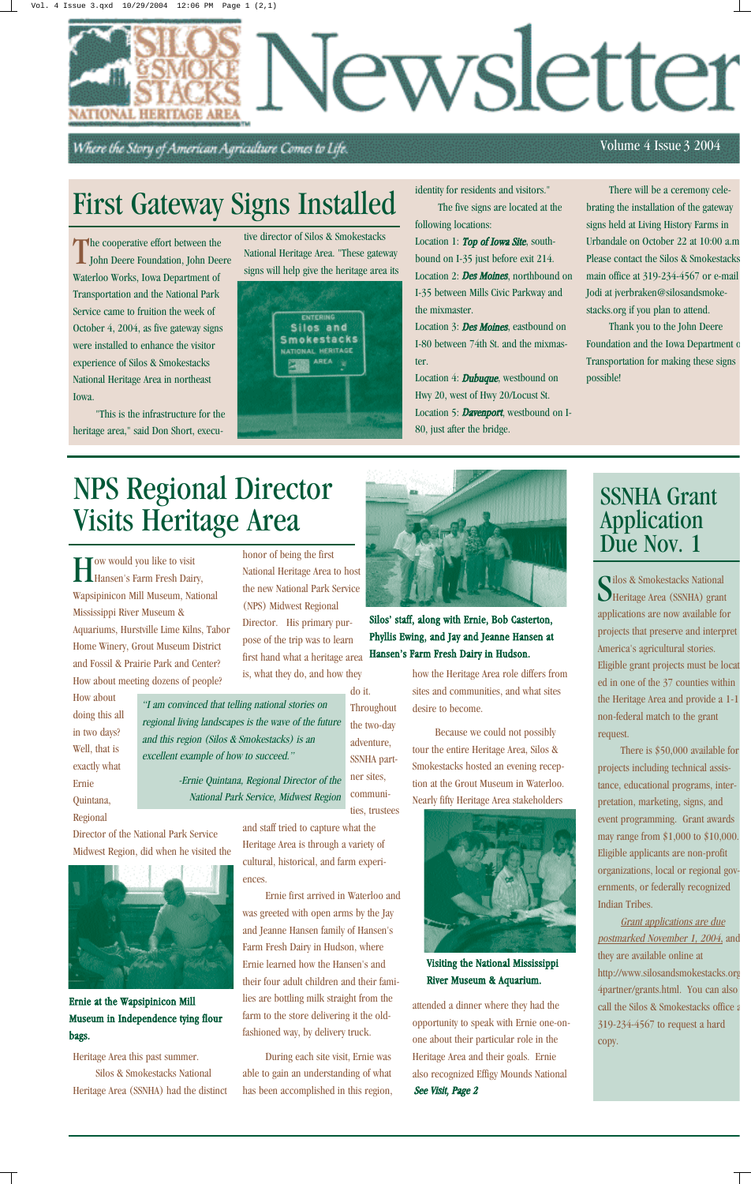# Silos & Smokestacks National Heritage Area Newsletter

*Where the Story of American Agriculture Comes to Life.*

Volume 4 Issue 3 2004

## First Gateway Signs Installed

The cooperative effort between the John Deere Foundation, John Deere Waterloo Works, Iowa Department of Transportation and the National Park Service came to fruition the week of October 4, 2004, as five gateway signs were installed to enhance the visitor experience of Silos & Smokestacks National Heritage Area in northeast Iowa.

"This is the infrastructure for the heritage area," said Don Short, executive director of Silos & Smokestacks National Heritage Area. "These gateway signs will help give the heritage area its identity for residents and visitors."

The five signs are located at the following locations:

Location 1: ***Top of Iowa Site***, southbound on I-35 just before exit 214.

Location 2: ***Des Moines***, northbound on I-35 between Mills Civic Parkway and the mixmaster.

Location 3: ***Des Moines***, eastbound on I-80 between 74th St. and the mixmaster.

Location 4: ***Dubuque***, westbound on Hwy 20, west of Hwy 20/Locust St.

Location 5: ***Davenport***, westbound on I-80, just after the bridge.

There will be a ceremony celebrating the installation of the gateway signs held at Living History Farms in Urbandale on October 22 at 10:00 a.m. Please contact the Silos & Smokestacks main office at 319-234-4567 or e-mail Jodi at jverbraken@silosandsmokestacks.org if you plan to attend.

Thank you to the John Deere Foundation and the Iowa Department of Transportation for making these signs possible!

## NPS Regional Director Visits Heritage Area

How would you like to visit Hansen's Farm Fresh Dairy, Wapsipinicon Mill Museum, National Mississippi River Museum & Aquariums, Hurstville Lime Kilns, Tabor Home Winery, Grout Museum District and Fossil & Prairie Park and Center? How about meeting dozens of people? How about doing this all in two days? Well, that is exactly what Ernie Quintana, Regional Director of the National Park Service Midwest Region, did when he visited the Heritage Area this past summer.

Silos & Smokestacks National Heritage Area (SSNHA) had the distinct honor of being the first National Heritage Area to host the new National Park Service (NPS) Midwest Regional Director. His primary purpose of the trip was to learn first hand what a heritage area is, what they do, and how they do it. Throughout the two-day adventure, SSNHA partner sites, communities, trustees and staff tried to capture what the Heritage Area is through a variety of cultural, historical, and farm experiences.

> *"I am convinced that telling national stories on regional living landscapes is the wave of the future and this region (Silos & Smokestacks) is an excellent example of how to succeed."*
>
> *-Ernie Quintana, Regional Director of the National Park Service, Midwest Region*

Ernie first arrived in Waterloo and was greeted with open arms by the Jay and Jeanne Hansen family of Hansen's Farm Fresh Dairy in Hudson, where Ernie learned how the Hansen's and their four adult children and their families are bottling milk straight from the farm to the store delivering it the old-fashioned way, by delivery truck.

During each site visit, Ernie was able to gain an understanding of what has been accomplished in this region, how the Heritage Area role differs from sites and communities, and what sites desire to become.

Because we could not possibly tour the entire Heritage Area, Silos & Smokestacks hosted an evening reception at the Grout Museum in Waterloo. Nearly fifty Heritage Area stakeholders attended a dinner where they had the opportunity to speak with Ernie one-on-one about their particular role in the Heritage Area and their goals. Ernie also recognized Effigy Mounds National

***See Visit, Page 2***

**Silos' staff, along with Ernie, Bob Casterton, Phyllis Ewing, and Jay and Jeanne Hansen at Hansen's Farm Fresh Dairy in Hudson.**

**Ernie at the Wapsipinicon Mill Museum in Independence tying flour bags.**

**Visiting the National Mississippi River Museum & Aquarium.**

## SSNHA Grant Application Due Nov. 1

Silos & Smokestacks National Heritage Area (SSNHA) grant applications are now available for projects that preserve and interpret America's agricultural stories. Eligible grant projects must be located in one of the 37 counties within the Heritage Area and provide a 1-1 non-federal match to the grant request.

There is $50,000 available for projects including technical assistance, educational programs, interpretation, marketing, signs, and event programming. Grant awards may range from $1,000 to $10,000. Eligible applicants are non-profit organizations, local or regional governments, or federally recognized Indian Tribes.

*Grant applications are due postmarked November 1, 2004,* and they are available online at http://www.silosandsmokestacks.org/4partner/grants.html. You can also call the Silos & Smokestacks office at 319-234-4567 to request a hard copy.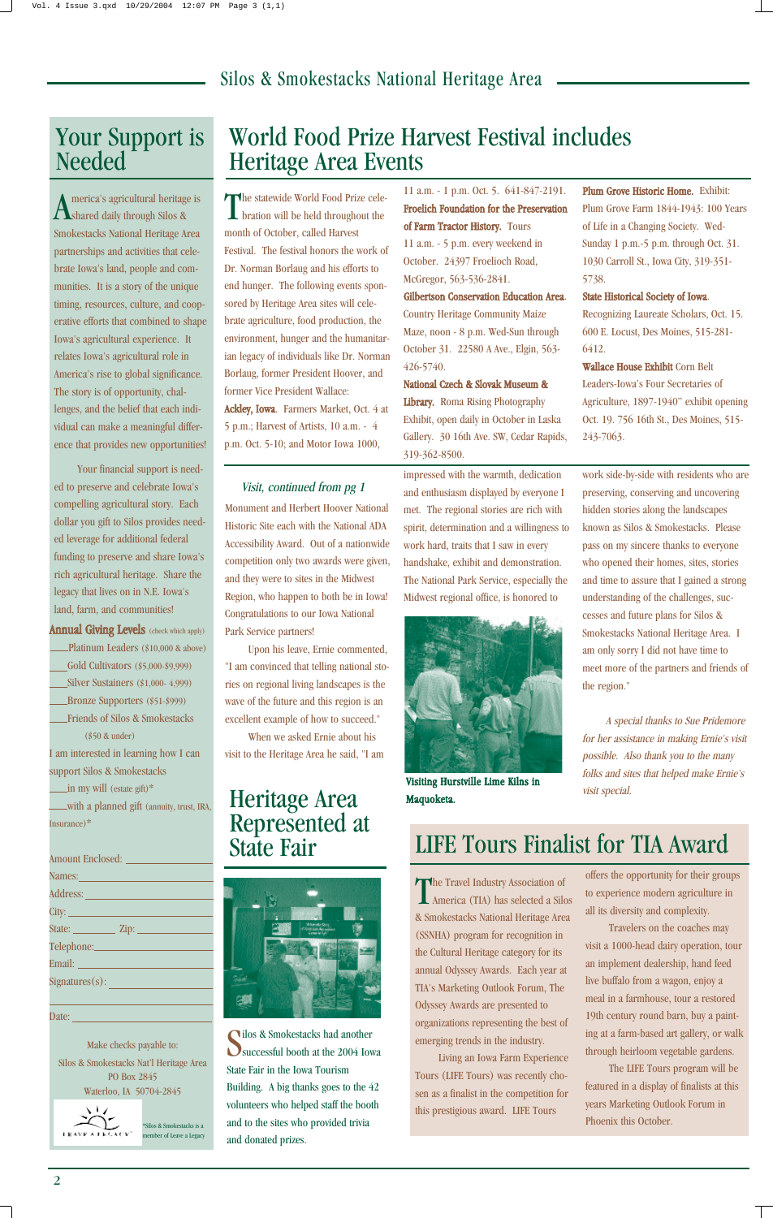# Your Support is Needed

America's agricultural heritage is shared daily through Silos & Smokestacks National Heritage Area partnerships and activities that celebrate Iowa's land, people and communities. It is a story of the unique timing, resources, culture, and cooperative efforts that combined to shape Iowa's agricultural experience. It relates Iowa's agricultural role in America's rise to global significance. The story is of opportunity, challenges, and the belief that each individual can make a meaningful difference that provides new opportunities!

Your financial support is needed to preserve and celebrate Iowa's compelling agricultural story. Each dollar you gift to Silos provides needed leverage for additional federal funding to preserve and share Iowa's rich agricultural heritage. Share the legacy that lives on in N.E. Iowa's land, farm, and communities!

**Annual Giving Levels** (check which apply)

___Platinum Leaders ($10,000 & above)
___Gold Cultivators ($5,000-$9,999)
___Silver Sustainers ($1,000- 4,999)
___Bronze Supporters ($51-$999)
___Friends of Silos & Smokestacks ($50 & under)

I am interested in learning how I can support Silos & Smokestacks
___in my will (estate gift)*
___with a planned gift (annuity, trust, IRA, Insurance)*

Amount Enclosed: ____________
Names: ____________
Address: ____________
City: ____________
State: ________ Zip: ________
Telephone: ____________
Email: ____________
Signatures(s): ____________

Date: ____________

Make checks payable to:
Silos & Smokestacks Nat'l Heritage Area
PO Box 2845
Waterloo, IA 50704-2845

*Silos & Smokestacks is a member of Leave a Legacy

# World Food Prize Harvest Festival includes Heritage Area Events

The statewide World Food Prize celebration will be held throughout the month of October, called Harvest Festival. The festival honors the work of Dr. Norman Borlaug and his efforts to end hunger. The following events sponsored by Heritage Area sites will celebrate agriculture, food production, the environment, hunger and the humanitarian legacy of individuals like Dr. Norman Borlaug, former President Hoover, and former Vice President Wallace:

**Ackley, Iowa**. Farmers Market, Oct. 4 at 5 p.m.; Harvest of Artists, 10 a.m. - 4 p.m. Oct. 5-10; and Motor Iowa 1000, 11 a.m. - 1 p.m. Oct. 5. 641-847-2191.

**Froelich Foundation for the Preservation of Farm Tractor History.** Tours 11 a.m. - 5 p.m. every weekend in October. 24397 Froelioch Road, McGregor, 563-536-2841.

**Gilbertson Conservation Education Area**. Country Heritage Community Maize Maze, noon - 8 p.m. Wed-Sun through October 31. 22580 A Ave., Elgin, 563-426-5740.

**National Czech & Slovak Museum & Library.** Roma Rising Photography Exhibit, open daily in October in Laska Gallery. 30 16th Ave. SW, Cedar Rapids, 319-362-8500.

**Plum Grove Historic Home.** Exhibit: Plum Grove Farm 1844-1943: 100 Years of Life in a Changing Society. Wed-Sunday 1 p.m.-5 p.m. through Oct. 31. 1030 Carroll St., Iowa City, 319-351-5738.

**State Historical Society of Iowa**. Recognizing Laureate Scholars, Oct. 15. 600 E. Locust, Des Moines, 515-281-6412.

**Wallace House Exhibit** Corn Belt Leaders-Iowa's Four Secretaries of Agriculture, 1897-1940" exhibit opening Oct. 19. 756 16th St., Des Moines, 515-243-7063.

*Visit, continued from pg 1*

Monument and Herbert Hoover National Historic Site each with the National ADA Accessibility Award. Out of a nationwide competition only two awards were given, and they were to sites in the Midwest Region, who happen to both be in Iowa! Congratulations to our Iowa National Park Service partners!

Upon his leave, Ernie commented, "I am convinced that telling national stories on regional living landscapes is the wave of the future and this region is an excellent example of how to succeed."

When we asked Ernie about his visit to the Heritage Area he said, "I am impressed with the warmth, dedication and enthusiasm displayed by everyone I met. The regional stories are rich with spirit, determination and a willingness to work hard, traits that I saw in every handshake, exhibit and demonstration. The National Park Service, especially the Midwest regional office, is honored to work side-by-side with residents who are preserving, conserving and uncovering hidden stories along the landscapes known as Silos & Smokestacks. Please pass on my sincere thanks to everyone who opened their homes, sites, stories and time to assure that I gained a strong understanding of the challenges, successes and future plans for Silos & Smokestacks National Heritage Area. I am only sorry I did not have time to meet more of the partners and friends of the region."

**Visiting Hurstville Lime Kilns in Maquoketa.**

*A special thanks to Sue Pridemore for her assistance in making Ernie's visit possible. Also thank you to the many folks and sites that helped make Ernie's visit special.*

# Heritage Area Represented at State Fair

Silos & Smokestacks had another successful booth at the 2004 Iowa State Fair in the Iowa Tourism Building. A big thanks goes to the 42 volunteers who helped staff the booth and to the sites who provided trivia and donated prizes.

# LIFE Tours Finalist for TIA Award

The Travel Industry Association of America (TIA) has selected a Silos & Smokestacks National Heritage Area (SSNHA) program for recognition in the Cultural Heritage category for its annual Odyssey Awards. Each year at TIA's Marketing Outlook Forum, The Odyssey Awards are presented to organizations representing the best of emerging trends in the industry.

Living an Iowa Farm Experience Tours (LIFE Tours) was recently chosen as a finalist in the competition for this prestigious award. LIFE Tours offers the opportunity for their groups to experience modern agriculture in all its diversity and complexity.

Travelers on the coaches may visit a 1000-head dairy operation, tour an implement dealership, hand feed live buffalo from a wagon, enjoy a meal in a farmhouse, tour a restored 19th century round barn, buy a painting at a farm-based art gallery, or walk through heirloom vegetable gardens.

The LIFE Tours program will be featured in a display of finalists at this years Marketing Outlook Forum in Phoenix this October.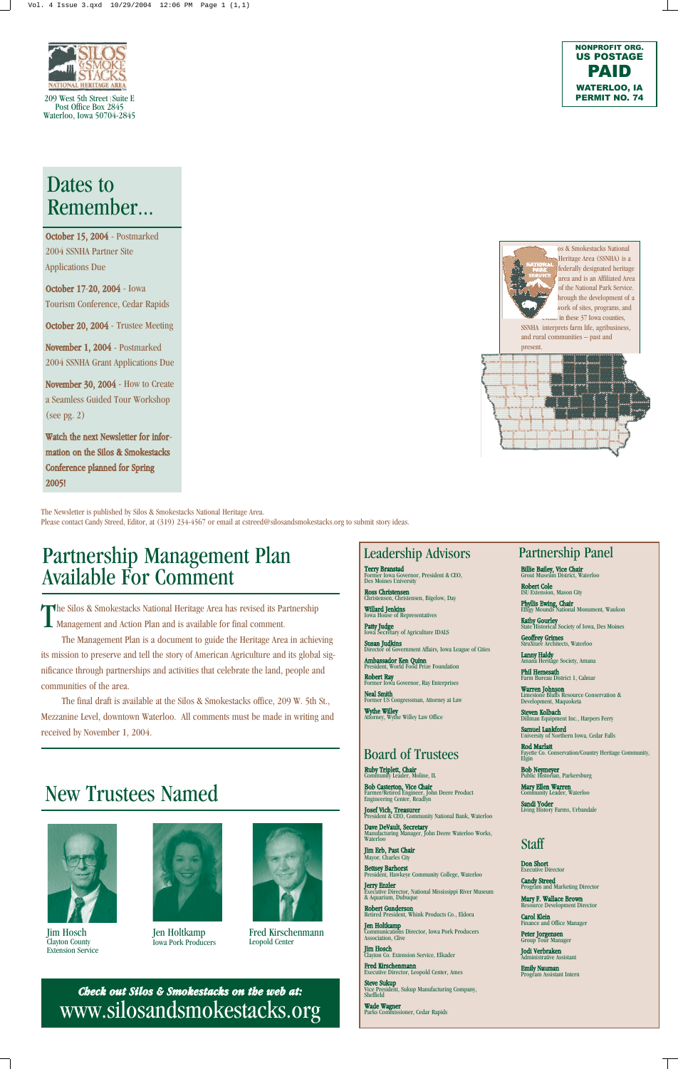209 West 5th Street | Suite E
Post Office Box 2845
Waterloo, Iowa 50704-2845

NONPROFIT ORG.
US POSTAGE
PAID
WATERLOO, IA
PERMIT NO. 74

## Dates to Remember...

**October 15, 2004** - Postmarked 2004 SSNHA Partner Site Applications Due

**October 17-20, 2004** - Iowa Tourism Conference, Cedar Rapids

**October 20, 2004** - Trustee Meeting

**November 1, 2004** - Postmarked 2004 SSNHA Grant Applications Due

**November 30, 2004** - How to Create a Seamless Guided Tour Workshop (see pg. 2)

**Watch the next Newsletter for information on the Silos & Smokestacks Conference planned for Spring 2005!**

Silos & Smokestacks National Heritage Area (SSNHA) is a federally designated heritage area and is an Affiliated Area of the National Park Service. Through the development of a network of sites, programs, and events in these 37 Iowa counties, SSNHA interprets farm life, agribusiness, and rural communities – past and present.

The Newsletter is published by Silos & Smokestacks National Heritage Area.
Please contact Candy Streed, Editor, at (319) 234-4567 or email at cstreed@silosandsmokestacks.org to submit story ideas.

# Partnership Management Plan Available For Comment

The Silos & Smokestacks National Heritage Area has revised its Partnership Management and Action Plan and is available for final comment.

The Management Plan is a document to guide the Heritage Area in achieving its mission to preserve and tell the story of American Agriculture and its global significance through partnerships and activities that celebrate the land, people and communities of the area.

The final draft is available at the Silos & Smokestacks office, 209 W. 5th St., Mezzanine Level, downtown Waterloo. All comments must be made in writing and received by November 1, 2004.

# New Trustees Named

Jim Hosch
Clayton County Extension Service

Jen Holtkamp
Iowa Pork Producers

Fred Kirschenmann
Leopold Center

***Check out Silos & Smokestacks on the web at:***
www.silosandsmokestacks.org

## Leadership Advisors

**Terry Branstad**
Former Iowa Governor, President & CEO, Des Moines University

**Ross Christensen**
Christensen, Christensen, Bigelow, Day

**Willard Jenkins**
Iowa House of Representatives

**Patty Judge**
Iowa Secretary of Agriculture IDALS

**Susan Judkins**
Director of Government Affairs, Iowa League of Cities

**Ambassador Ken Quinn**
President, World Food Prize Foundation

**Robert Ray**
Former Iowa Governor, Ray Enterprises

**Neal Smith**
Former US Congressman, Attorney at Law

**Wythe Willey**
Attorney, Wythe Willey Law Office

## Board of Trustees

**Ruby Triplett, Chair**
Community Leader, Moline, IL

**Bob Casterton, Vice Chair**
Farmer/Retired Engineer, John Deere Product Engineering Center, Readlyn

**Josef Vich, Treasurer**
President & CEO, Community National Bank, Waterloo

**Dave DeVault, Secretary**
Manufacturing Manager, John Deere Waterloo Works, Waterloo

**Jim Erb, Past Chair**
Mayor, Charles City

**Betsey Barhorst**
President, Hawkeye Community College, Waterloo

**Jerry Enzler**
Executive Director, National Mississippi River Museum & Aquarium, Dubuque

**Robert Gunderson**
Retired President, Whink Products Co., Eldora

**Jen Holtkamp**
Communications Director, Iowa Pork Producers Association, Clive

**Jim Hosch**
Clayton Co. Extension Service, Elkader

**Fred Kirschenmann**
Executive Director, Leopold Center, Ames

**Steve Sukup**
Vice President, Sukup Manufacturing Company, Sheffield

**Wade Wagner**
Parks Commissioner, Cedar Rapids

## Partnership Panel

**Billie Bailey, Vice Chair**
Grout Museum District, Waterloo

**Robert Cole**
ISU Extension, Mason City

**Phyllis Ewing, Chair**
Effigy Mounds National Monument, Waukon

**Kathy Gourley**
State Historical Society of Iowa, Des Moines

**Geoffrey Grimes**
StruXture Architects, Waterloo

**Lanny Haldy**
Amana Heritage Society, Amana

**Phil Hemesath**
Farm Bureau District 1, Calmar

**Warren Johnson**
Limestone Bluffs Resource Conservation & Development, Maquoketa

**Steven Kolbach**
Dillman Equipment Inc., Harpers Ferry

**Samuel Lankford**
University of Northern Iowa, Cedar Falls

**Rod Marlatt**
Fayette Co. Conservation/Country Heritage Community, Elgin

**Bob Neymeyer**
Public Historian, Parkersburg

**Mary Ellen Warren**
Community Leader, Waterloo

**Sandi Yoder**
Living History Farms, Urbandale

## Staff

**Don Short**
Executive Director

**Candy Streed**
Program and Marketing Director

**Mary F. Wallace Brown**
Resource Development Director

**Carol Klein**
Finance and Office Manager

**Peter Jorgensen**
Group Tour Manager

**Jodi Verbraken**
Administrative Assistant

**Emily Nauman**
Program Assistant Intern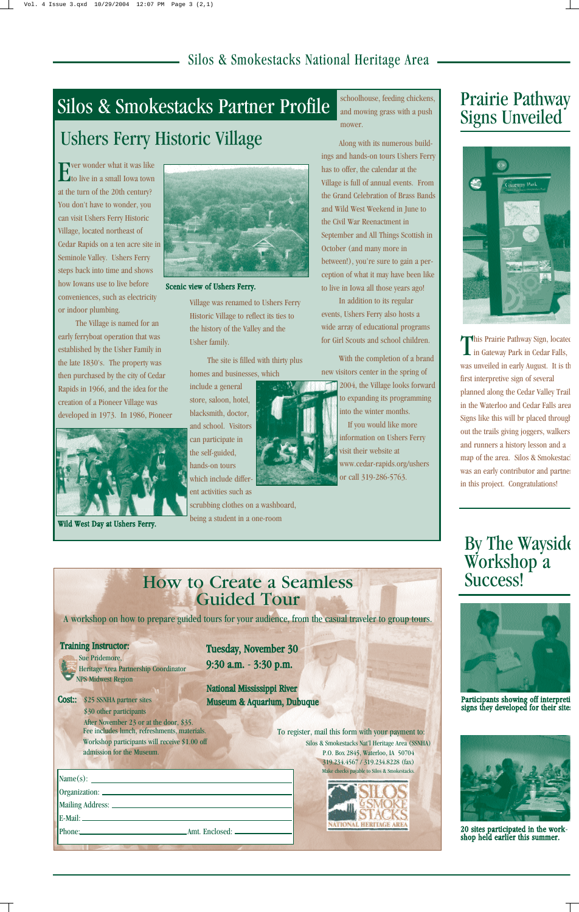## Silos & Smokestacks Partner Profile

# Ushers Ferry Historic Village

Ever wonder what it was like to live in a small Iowa town at the turn of the 20th century? You don't have to wonder, you can visit Ushers Ferry Historic Village, located northeast of Cedar Rapids on a ten acre site in Seminole Valley. Ushers Ferry steps back into time and shows how Iowans use to live before conveniences, such as electricity or indoor plumbing.

The Village is named for an early ferryboat operation that was established by the Usher Family in the late 1830's. The property was then purchased by the city of Cedar Rapids in 1966, and the idea for the creation of a Pioneer Village was developed in 1973. In 1986, Pioneer Village was renamed to Ushers Ferry Historic Village to reflect its ties to the history of the Valley and the Usher family.

Scenic view of Ushers Ferry.

Wild West Day at Ushers Ferry.

The site is filled with thirty plus homes and businesses, which include a general store, saloon, hotel, blacksmith, doctor, and school. Visitors can participate in the self-guided, hands-on tours which include different activities such as scrubbing clothes on a washboard, being a student in a one-room schoolhouse, feeding chickens, and mowing grass with a push mower.

Along with its numerous buildings and hands-on tours Ushers Ferry has to offer, the calendar at the Village is full of annual events. From the Grand Celebration of Brass Bands and Wild West Weekend in June to the Civil War Reenactment in September and All Things Scottish in October (and many more in between!), you're sure to gain a perception of what it may have been like to live in Iowa all those years ago!

In addition to its regular events, Ushers Ferry also hosts a wide array of educational programs for Girl Scouts and school children.

With the completion of a brand new visitors center in the spring of 2004, the Village looks forward to expanding its programming into the winter months.

If you would like more information on Ushers Ferry visit their website at www.cedar-rapids.org/ushers or call 319-286-5763.

# Prairie Pathway Signs Unveiled

This Prairie Pathway Sign, located in Gateway Park in Cedar Falls, was unveiled in early August. It is the first interpretive sign of several planned along the Cedar Valley Trail in the Waterloo and Cedar Falls area. Signs like this will br placed throughout the trails giving joggers, walkers and runners a history lesson and a map of the area. Silos & Smokestacks was an early contributor and partner in this project. Congratulations!

# By The Wayside Workshop a Success!

Participants showing off interpretive signs they developed for their sites.

20 sites participated in the workshop held earlier this summer.

# How to Create a Seamless Guided Tour

A workshop on how to prepare guided tours for your audience, from the casual traveler to group tours.

**Training Instructor:**
Sue Pridemore,
Heritage Area Partnership Coordinator
NPS Midwest Region

**Tuesday, November 30**
**9:30 a.m. - 3:30 p.m.**

**National Mississippi River Museum & Aquarium, Dubuque**

**Cost::** $25 SSNHA partner sites
$30 other participants
After November 23 or at the door, $35.
Fee includes lunch, refreshments, materials.
Workshop participants will receive $1.00 off admission for the Museum.

To register, mail this form with your payment to:
Silos & Smokestacks Nat'l Heritage Area (SSNHA)
P.O. Box 2845, Waterloo, IA 50704
319.234.4567 / 319.234.8228 (fax)
Make checks payable to Silos & Smokestacks.

Name(s): ____________________

Organization: ____________________

Mailing Address: ____________________

E-Mail: ____________________

Phone: ____________________ Amt. Enclosed: ____________